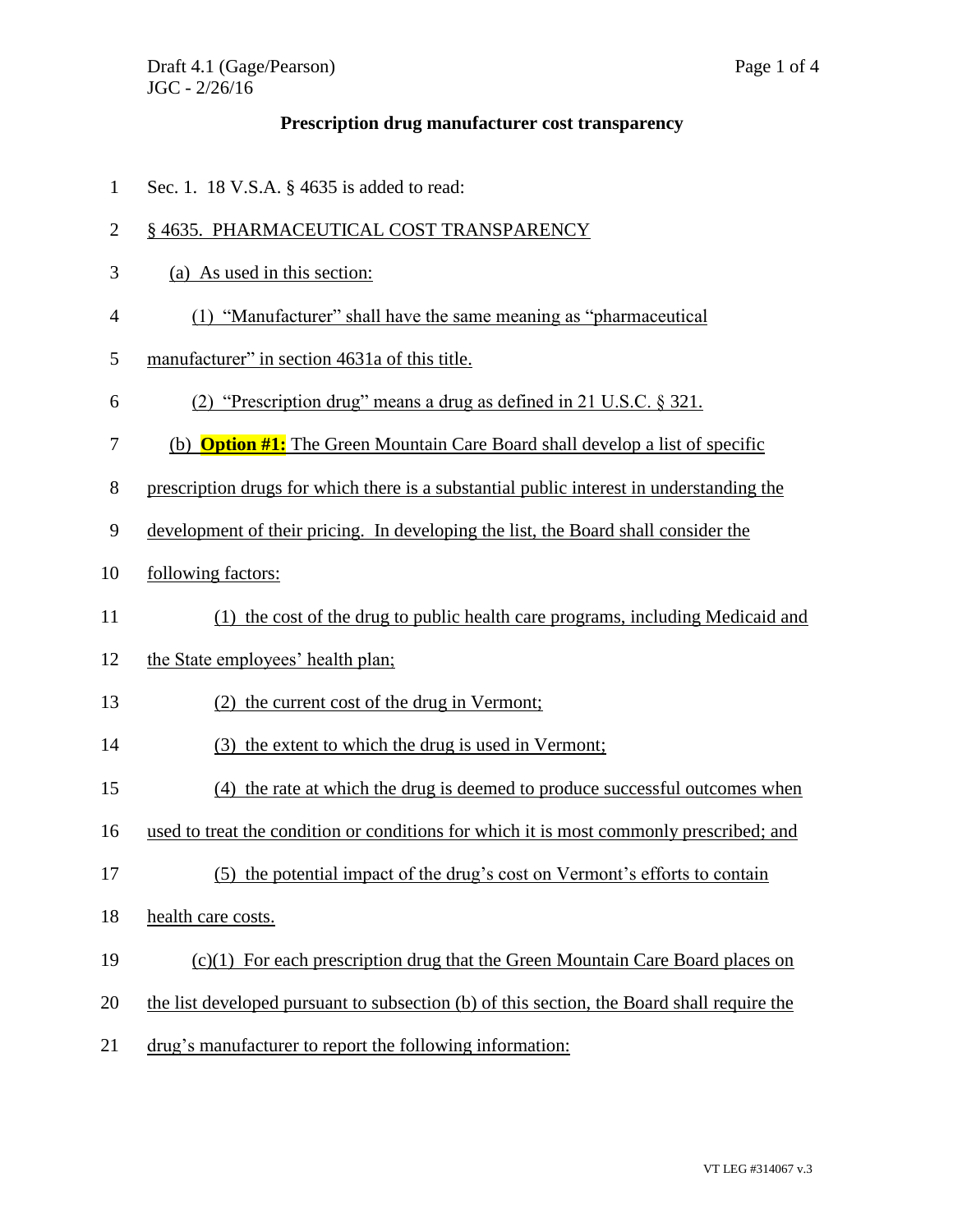## Prescription drug manufacturer cost transparency

Sec. 1. 18 V.S.A. § 4635 is added to read:

§ 4635. PHARMACEUTICAL COST TRANSPARENCY

(a) As used in this section:

(1) "Manufacturer" shall have the same meaning as "pharmaceutical manufacturer" in section 4631a of this title.

(2) "Prescription drug" means a drug as defined in 21 U.S.C. § 321.

(b) **Option #1:** The Green Mountain Care Board shall develop a list of specific prescription drugs for which there is a substantial public interest in understanding the development of their pricing. In developing the list, the Board shall consider the following factors:

(1) the cost of the drug to public health care programs, including Medicaid and the State employees' health plan;

(2) the current cost of the drug in Vermont;

(3) the extent to which the drug is used in Vermont;

(4) the rate at which the drug is deemed to produce successful outcomes when used to treat the condition or conditions for which it is most commonly prescribed; and

(5) the potential impact of the drug's cost on Vermont's efforts to contain health care costs.

(c)(1) For each prescription drug that the Green Mountain Care Board places on the list developed pursuant to subsection (b) of this section, the Board shall require the drug's manufacturer to report the following information: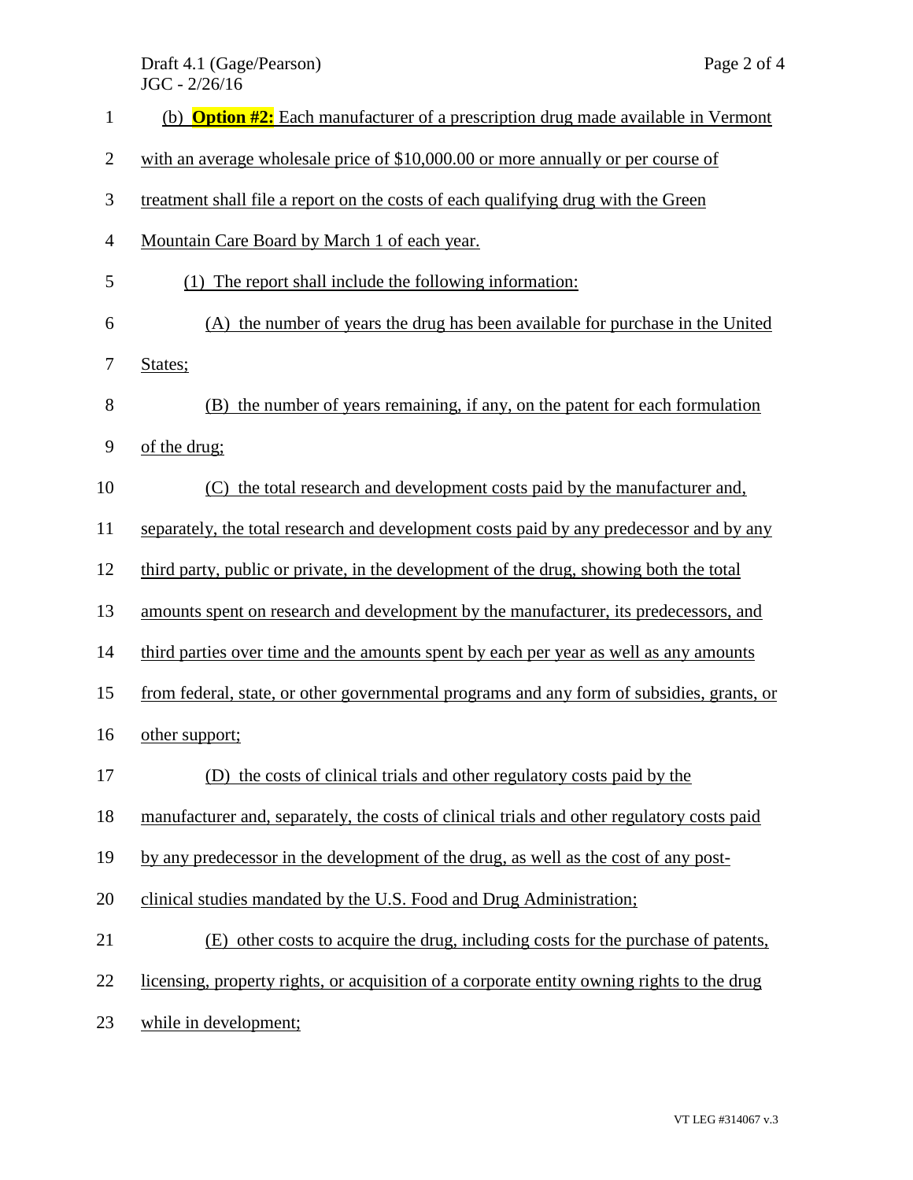(b) **Option #2:** Each manufacturer of a prescription drug made available in Vermont with an average wholesale price of $10,000.00 or more annually or per course of treatment shall file a report on the costs of each qualifying drug with the Green Mountain Care Board by March 1 of each year.

(1) The report shall include the following information:

(A) the number of years the drug has been available for purchase in the United States;

(B) the number of years remaining, if any, on the patent for each formulation of the drug;

(C) the total research and development costs paid by the manufacturer and, separately, the total research and development costs paid by any predecessor and by any third party, public or private, in the development of the drug, showing both the total amounts spent on research and development by the manufacturer, its predecessors, and third parties over time and the amounts spent by each per year as well as any amounts from federal, state, or other governmental programs and any form of subsidies, grants, or other support;

(D) the costs of clinical trials and other regulatory costs paid by the manufacturer and, separately, the costs of clinical trials and other regulatory costs paid by any predecessor in the development of the drug, as well as the cost of any post-clinical studies mandated by the U.S. Food and Drug Administration;

(E) other costs to acquire the drug, including costs for the purchase of patents, licensing, property rights, or acquisition of a corporate entity owning rights to the drug while in development;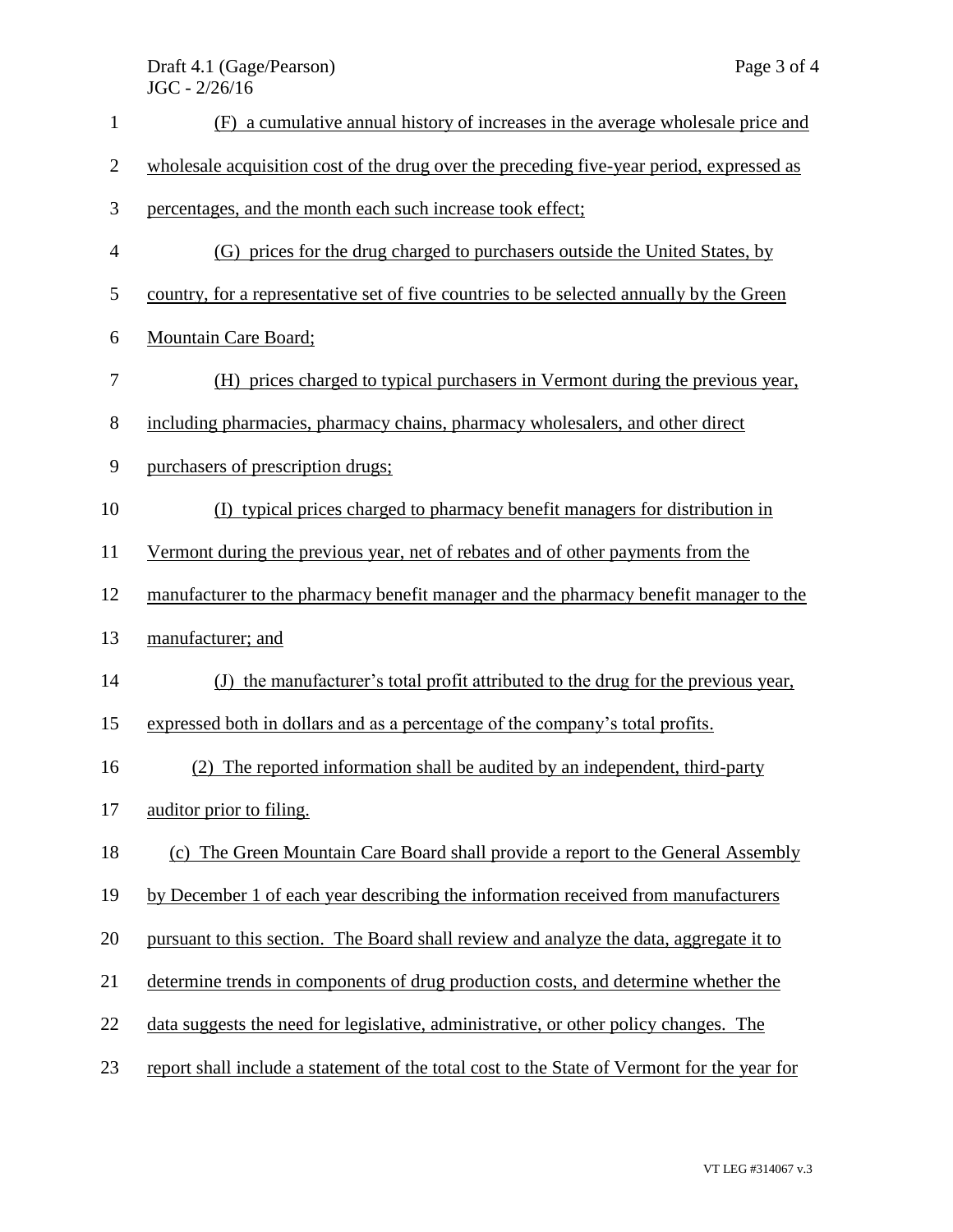(F) a cumulative annual history of increases in the average wholesale price and wholesale acquisition cost of the drug over the preceding five-year period, expressed as percentages, and the month each such increase took effect;

(G) prices for the drug charged to purchasers outside the United States, by country, for a representative set of five countries to be selected annually by the Green Mountain Care Board;

(H) prices charged to typical purchasers in Vermont during the previous year, including pharmacies, pharmacy chains, pharmacy wholesalers, and other direct purchasers of prescription drugs;

(I) typical prices charged to pharmacy benefit managers for distribution in Vermont during the previous year, net of rebates and of other payments from the manufacturer to the pharmacy benefit manager and the pharmacy benefit manager to the manufacturer; and

(J) the manufacturer's total profit attributed to the drug for the previous year, expressed both in dollars and as a percentage of the company's total profits.

(2) The reported information shall be audited by an independent, third-party auditor prior to filing.

(c) The Green Mountain Care Board shall provide a report to the General Assembly by December 1 of each year describing the information received from manufacturers pursuant to this section. The Board shall review and analyze the data, aggregate it to determine trends in components of drug production costs, and determine whether the data suggests the need for legislative, administrative, or other policy changes. The report shall include a statement of the total cost to the State of Vermont for the year for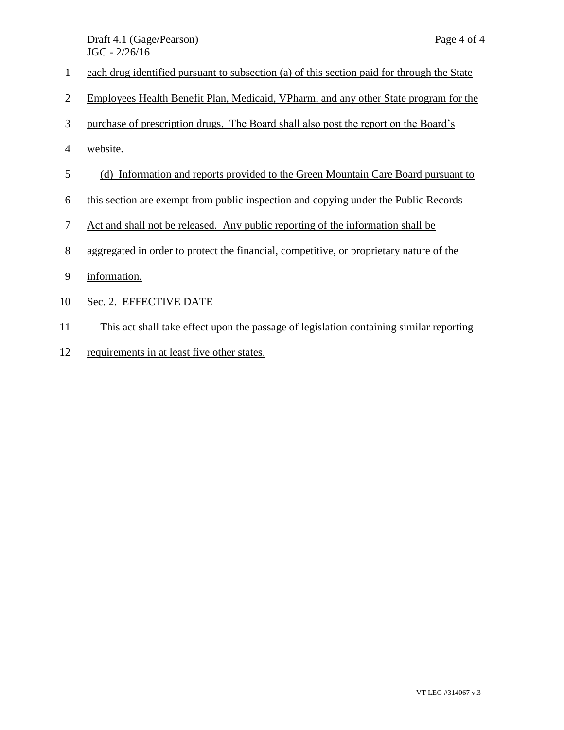each drug identified pursuant to subsection (a) of this section paid for through the State Employees Health Benefit Plan, Medicaid, VPharm, and any other State program for the purchase of prescription drugs. The Board shall also post the report on the Board's website.

(d) Information and reports provided to the Green Mountain Care Board pursuant to this section are exempt from public inspection and copying under the Public Records Act and shall not be released. Any public reporting of the information shall be aggregated in order to protect the financial, competitive, or proprietary nature of the information.

Sec. 2. EFFECTIVE DATE

This act shall take effect upon the passage of legislation containing similar reporting requirements in at least five other states.